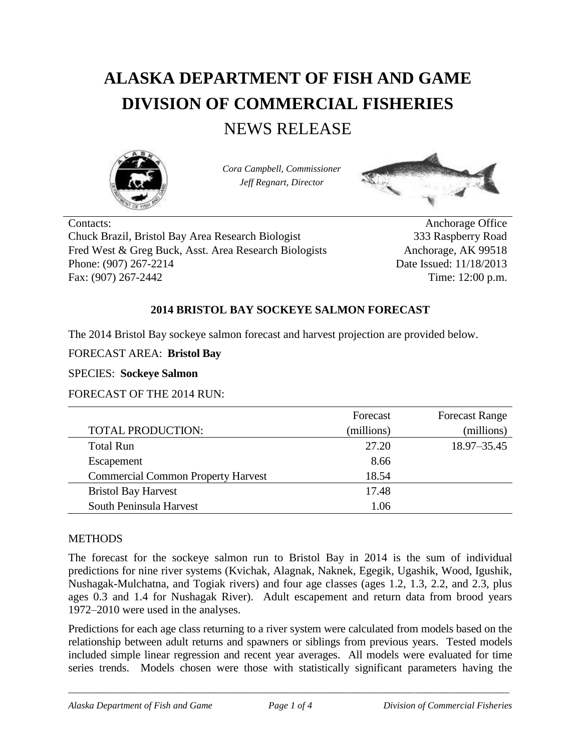# ALASKA DEPARTMENT OF FISH AND GAME
# DIVISION OF COMMERCIAL FISHERIES
## NEWS RELEASE

*Cora Campbell, Commissioner*
*Jeff Regnart, Director*

| Contacts: | Anchorage Office |
|---|---|
| Chuck Brazil, Bristol Bay Area Research Biologist | 333 Raspberry Road |
| Fred West & Greg Buck, Asst. Area Research Biologists | Anchorage, AK 99518 |
| Phone: (907) 267-2214 | Date Issued: 11/18/2013 |
| Fax: (907) 267-2442 | Time: 12:00 p.m. |

**2014 BRISTOL BAY SOCKEYE SALMON FORECAST**

The 2014 Bristol Bay sockeye salmon forecast and harvest projection are provided below.

FORECAST AREA: **Bristol Bay**

SPECIES: **Sockeye Salmon**

FORECAST OF THE 2014 RUN:

| TOTAL PRODUCTION: | Forecast (millions) | Forecast Range (millions) |
|---|---|---|
| Total Run | 27.20 | 18.97–35.45 |
| Escapement | 8.66 | |
| Commercial Common Property Harvest | 18.54 | |
| Bristol Bay Harvest | 17.48 | |
| South Peninsula Harvest | 1.06 | |

METHODS

The forecast for the sockeye salmon run to Bristol Bay in 2014 is the sum of individual predictions for nine river systems (Kvichak, Alagnak, Naknek, Egegik, Ugashik, Wood, Igushik, Nushagak-Mulchatna, and Togiak rivers) and four age classes (ages 1.2, 1.3, 2.2, and 2.3, plus ages 0.3 and 1.4 for Nushagak River). Adult escapement and return data from brood years 1972–2010 were used in the analyses.

Predictions for each age class returning to a river system were calculated from models based on the relationship between adult returns and spawners or siblings from previous years. Tested models included simple linear regression and recent year averages. All models were evaluated for time series trends. Models chosen were those with statistically significant parameters having the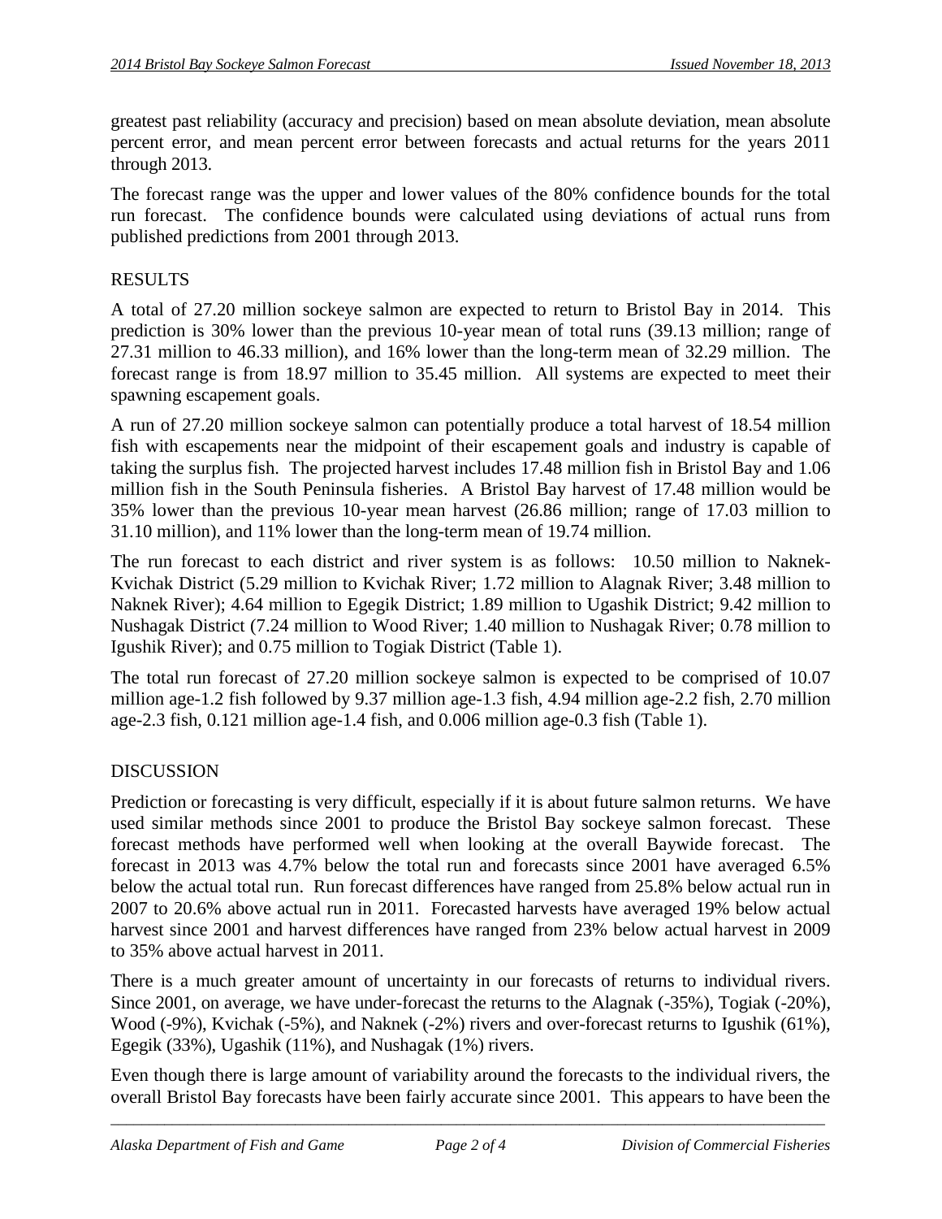greatest past reliability (accuracy and precision) based on mean absolute deviation, mean absolute percent error, and mean percent error between forecasts and actual returns for the years 2011 through 2013.

The forecast range was the upper and lower values of the 80% confidence bounds for the total run forecast. The confidence bounds were calculated using deviations of actual runs from published predictions from 2001 through 2013.

## RESULTS

A total of 27.20 million sockeye salmon are expected to return to Bristol Bay in 2014. This prediction is 30% lower than the previous 10-year mean of total runs (39.13 million; range of 27.31 million to 46.33 million), and 16% lower than the long-term mean of 32.29 million. The forecast range is from 18.97 million to 35.45 million. All systems are expected to meet their spawning escapement goals.

A run of 27.20 million sockeye salmon can potentially produce a total harvest of 18.54 million fish with escapements near the midpoint of their escapement goals and industry is capable of taking the surplus fish. The projected harvest includes 17.48 million fish in Bristol Bay and 1.06 million fish in the South Peninsula fisheries. A Bristol Bay harvest of 17.48 million would be 35% lower than the previous 10-year mean harvest (26.86 million; range of 17.03 million to 31.10 million), and 11% lower than the long-term mean of 19.74 million.

The run forecast to each district and river system is as follows: 10.50 million to Naknek-Kvichak District (5.29 million to Kvichak River; 1.72 million to Alagnak River; 3.48 million to Naknek River); 4.64 million to Egegik District; 1.89 million to Ugashik District; 9.42 million to Nushagak District (7.24 million to Wood River; 1.40 million to Nushagak River; 0.78 million to Igushik River); and 0.75 million to Togiak District (Table 1).

The total run forecast of 27.20 million sockeye salmon is expected to be comprised of 10.07 million age-1.2 fish followed by 9.37 million age-1.3 fish, 4.94 million age-2.2 fish, 2.70 million age-2.3 fish, 0.121 million age-1.4 fish, and 0.006 million age-0.3 fish (Table 1).

## DISCUSSION

Prediction or forecasting is very difficult, especially if it is about future salmon returns. We have used similar methods since 2001 to produce the Bristol Bay sockeye salmon forecast. These forecast methods have performed well when looking at the overall Baywide forecast. The forecast in 2013 was 4.7% below the total run and forecasts since 2001 have averaged 6.5% below the actual total run. Run forecast differences have ranged from 25.8% below actual run in 2007 to 20.6% above actual run in 2011. Forecasted harvests have averaged 19% below actual harvest since 2001 and harvest differences have ranged from 23% below actual harvest in 2009 to 35% above actual harvest in 2011.

There is a much greater amount of uncertainty in our forecasts of returns to individual rivers. Since 2001, on average, we have under-forecast the returns to the Alagnak (-35%), Togiak (-20%), Wood (-9%), Kvichak (-5%), and Naknek (-2%) rivers and over-forecast returns to Igushik (61%), Egegik (33%), Ugashik (11%), and Nushagak (1%) rivers.

Even though there is large amount of variability around the forecasts to the individual rivers, the overall Bristol Bay forecasts have been fairly accurate since 2001. This appears to have been the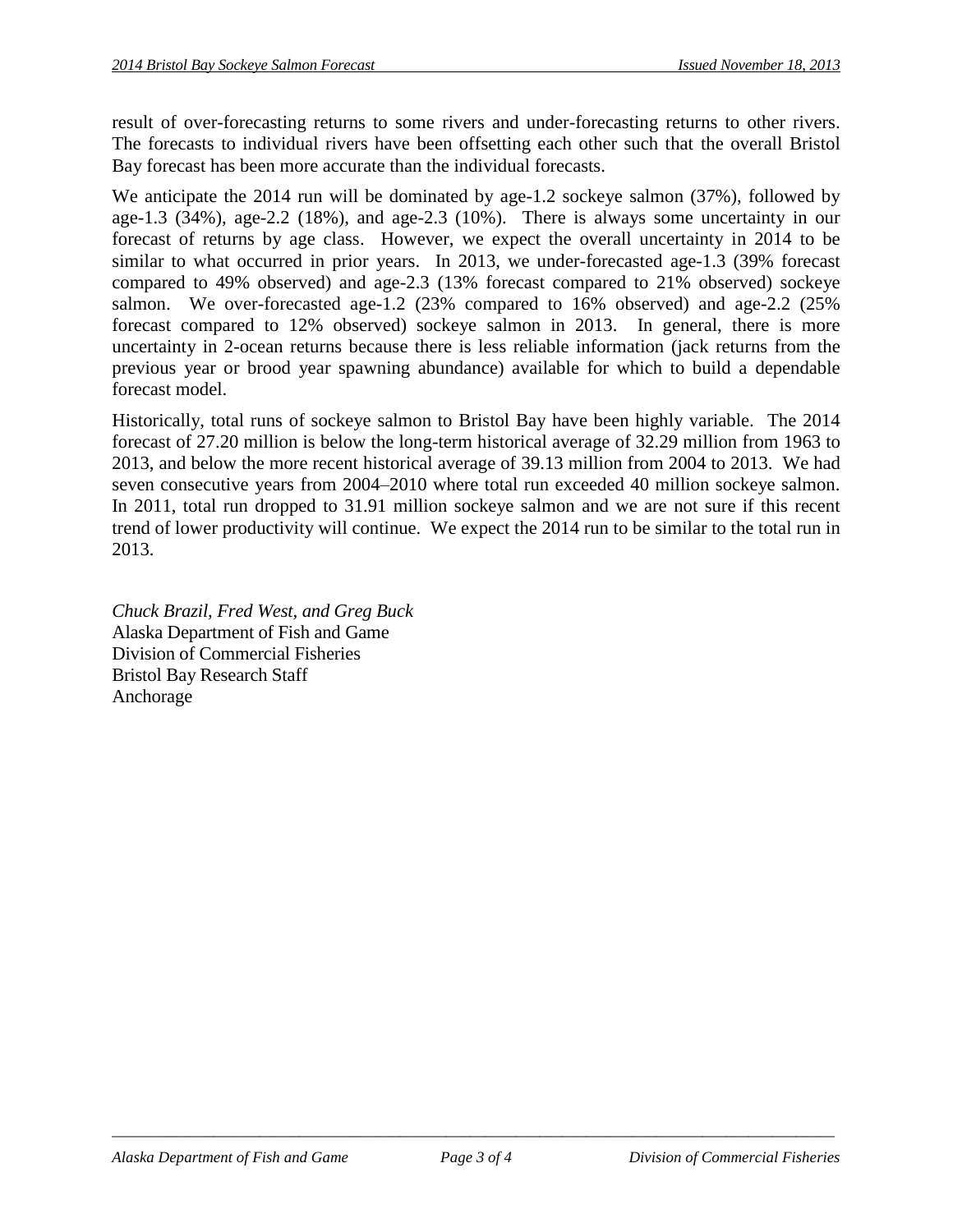result of over-forecasting returns to some rivers and under-forecasting returns to other rivers. The forecasts to individual rivers have been offsetting each other such that the overall Bristol Bay forecast has been more accurate than the individual forecasts.

We anticipate the 2014 run will be dominated by age-1.2 sockeye salmon (37%), followed by age-1.3 (34%), age-2.2 (18%), and age-2.3 (10%). There is always some uncertainty in our forecast of returns by age class. However, we expect the overall uncertainty in 2014 to be similar to what occurred in prior years. In 2013, we under-forecasted age-1.3 (39% forecast compared to 49% observed) and age-2.3 (13% forecast compared to 21% observed) sockeye salmon. We over-forecasted age-1.2 (23% compared to 16% observed) and age-2.2 (25% forecast compared to 12% observed) sockeye salmon in 2013. In general, there is more uncertainty in 2-ocean returns because there is less reliable information (jack returns from the previous year or brood year spawning abundance) available for which to build a dependable forecast model.

Historically, total runs of sockeye salmon to Bristol Bay have been highly variable. The 2014 forecast of 27.20 million is below the long-term historical average of 32.29 million from 1963 to 2013, and below the more recent historical average of 39.13 million from 2004 to 2013. We had seven consecutive years from 2004–2010 where total run exceeded 40 million sockeye salmon. In 2011, total run dropped to 31.91 million sockeye salmon and we are not sure if this recent trend of lower productivity will continue. We expect the 2014 run to be similar to the total run in 2013.

*Chuck Brazil, Fred West, and Greg Buck*  
Alaska Department of Fish and Game  
Division of Commercial Fisheries  
Bristol Bay Research Staff  
Anchorage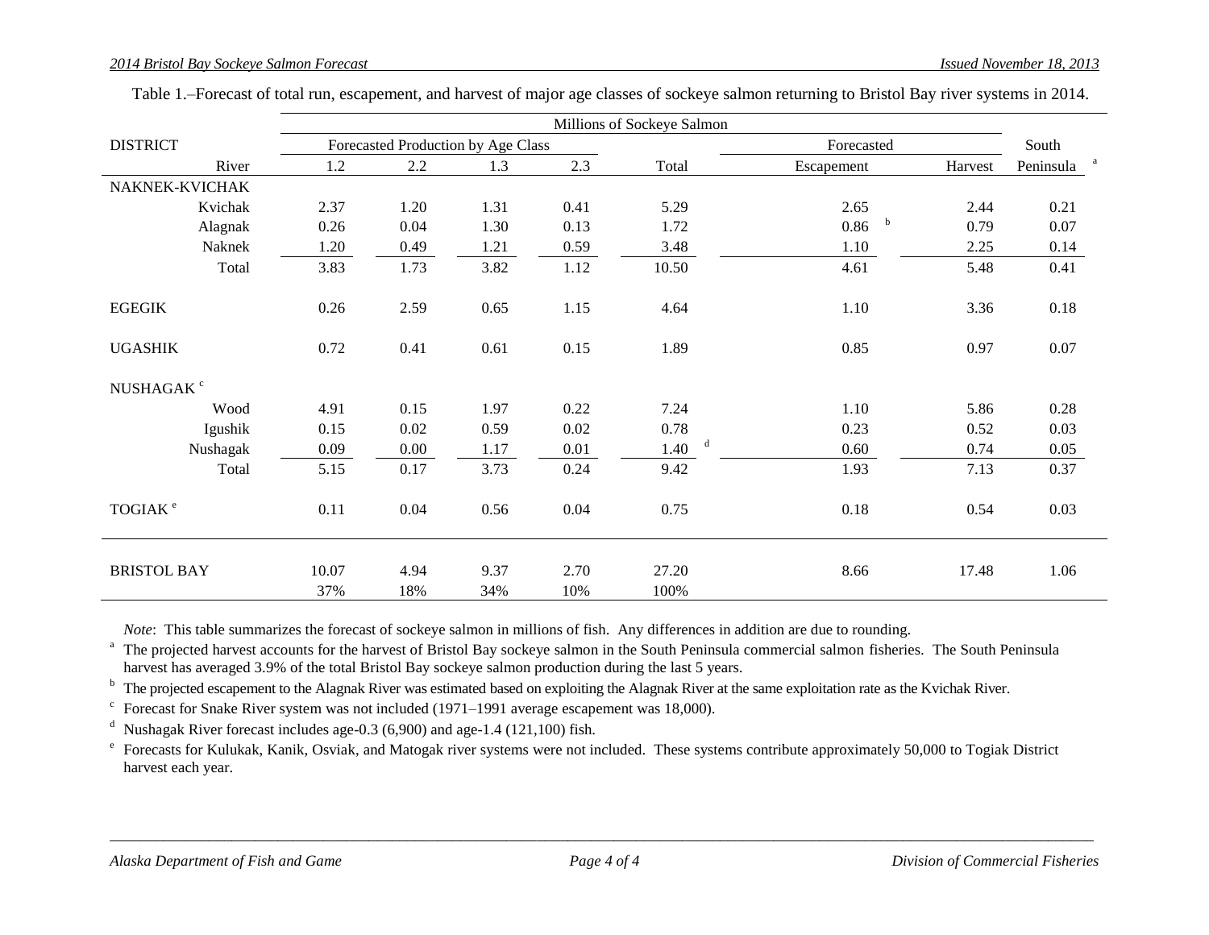Table 1.–Forecast of total run, escapement, and harvest of major age classes of sockeye salmon returning to Bristol Bay river systems in 2014.

| DISTRICT | Millions of Sockeye Salmon | | | | | | | |
|---|---|---|---|---|---|---|---|---|
| | Forecasted Production by Age Class | | | | | Forecasted | | South |
| River | 1.2 | 2.2 | 1.3 | 2.3 | Total | Escapement | Harvest | Peninsula [a] |
| NAKNEK-KVICHAK | | | | | | | | |
| Kvichak | 2.37 | 1.20 | 1.31 | 0.41 | 5.29 | 2.65 | 2.44 | 0.21 |
| Alagnak | 0.26 | 0.04 | 1.30 | 0.13 | 1.72 | 0.86 [b] | 0.79 | 0.07 |
| Naknek | 1.20 | 0.49 | 1.21 | 0.59 | 3.48 | 1.10 | 2.25 | 0.14 |
| Total | 3.83 | 1.73 | 3.82 | 1.12 | 10.50 | 4.61 | 5.48 | 0.41 |
| EGEGIK | 0.26 | 2.59 | 0.65 | 1.15 | 4.64 | 1.10 | 3.36 | 0.18 |
| UGASHIK | 0.72 | 0.41 | 0.61 | 0.15 | 1.89 | 0.85 | 0.97 | 0.07 |
| NUSHAGAK [c] | | | | | | | | |
| Wood | 4.91 | 0.15 | 1.97 | 0.22 | 7.24 | 1.10 | 5.86 | 0.28 |
| Igushik | 0.15 | 0.02 | 0.59 | 0.02 | 0.78 | 0.23 | 0.52 | 0.03 |
| Nushagak | 0.09 | 0.00 | 1.17 | 0.01 | 1.40 [d] | 0.60 | 0.74 | 0.05 |
| Total | 5.15 | 0.17 | 3.73 | 0.24 | 9.42 | 1.93 | 7.13 | 0.37 |
| TOGIAK [e] | 0.11 | 0.04 | 0.56 | 0.04 | 0.75 | 0.18 | 0.54 | 0.03 |
| BRISTOL BAY | 10.07 | 4.94 | 9.37 | 2.70 | 27.20 | 8.66 | 17.48 | 1.06 |
| | 37% | 18% | 34% | 10% | 100% | | | |

*Note*: This table summarizes the forecast of sockeye salmon in millions of fish. Any differences in addition are due to rounding.

[a] The projected harvest accounts for the harvest of Bristol Bay sockeye salmon in the South Peninsula commercial salmon fisheries. The South Peninsula harvest has averaged 3.9% of the total Bristol Bay sockeye salmon production during the last 5 years.

[b] The projected escapement to the Alagnak River was estimated based on exploiting the Alagnak River at the same exploitation rate as the Kvichak River.

[c] Forecast for Snake River system was not included (1971–1991 average escapement was 18,000).

[d] Nushagak River forecast includes age-0.3 (6,900) and age-1.4 (121,100) fish.

[e] Forecasts for Kulukak, Kanik, Osviak, and Matogak river systems were not included. These systems contribute approximately 50,000 to Togiak District harvest each year.